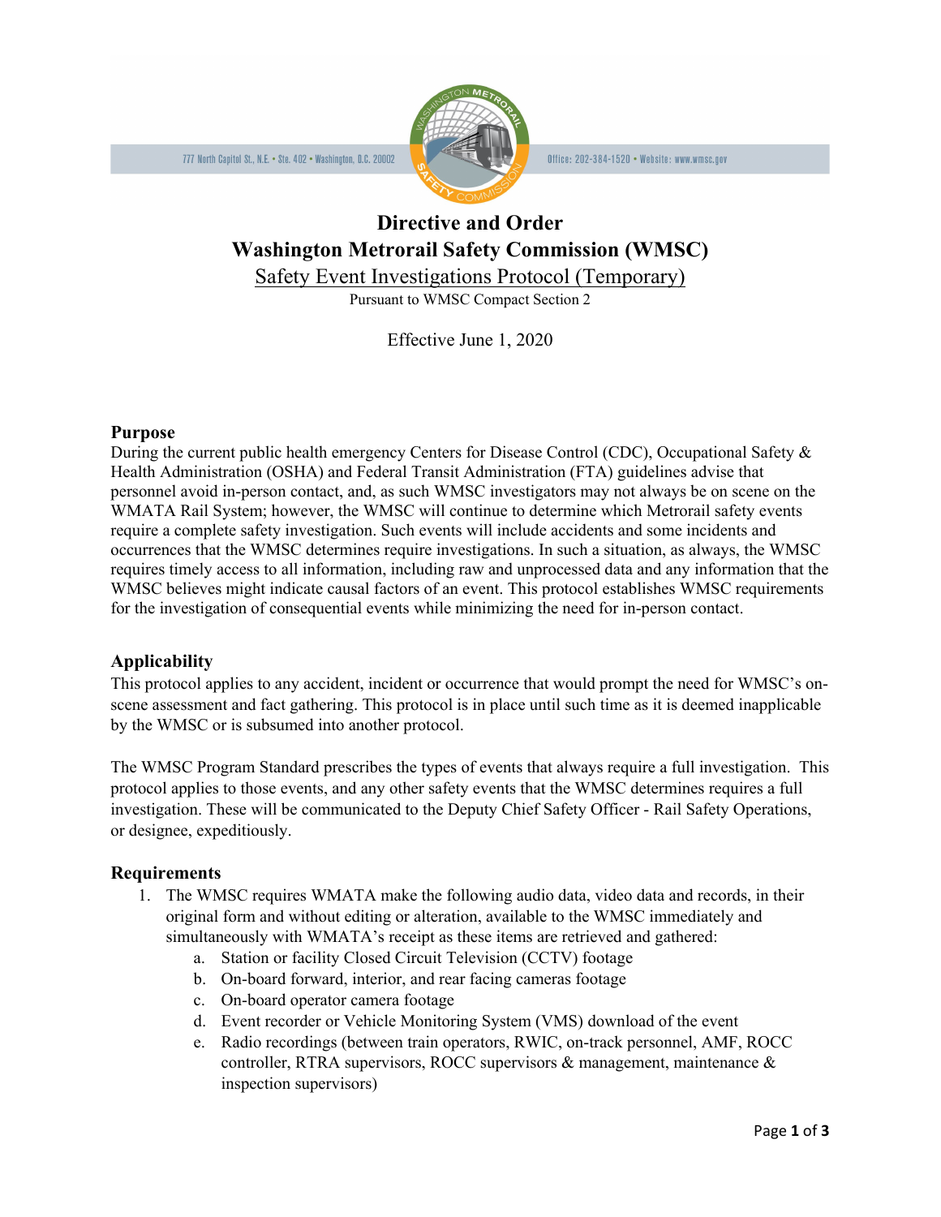777 North Capitol St., N.E. • Ste. 402 • Washington, D.C. 20002 — Office: 202-384-1520 • Website: www.wmsc.gov

# Directive and Order
# Washington Metrorail Safety Commission (WMSC)

Safety Event Investigations Protocol (Temporary)

Pursuant to WMSC Compact Section 2

Effective June 1, 2020

## Purpose

During the current public health emergency Centers for Disease Control (CDC), Occupational Safety & Health Administration (OSHA) and Federal Transit Administration (FTA) guidelines advise that personnel avoid in-person contact, and, as such WMSC investigators may not always be on scene on the WMATA Rail System; however, the WMSC will continue to determine which Metrorail safety events require a complete safety investigation. Such events will include accidents and some incidents and occurrences that the WMSC determines require investigations. In such a situation, as always, the WMSC requires timely access to all information, including raw and unprocessed data and any information that the WMSC believes might indicate causal factors of an event. This protocol establishes WMSC requirements for the investigation of consequential events while minimizing the need for in-person contact.

## Applicability

This protocol applies to any accident, incident or occurrence that would prompt the need for WMSC's on-scene assessment and fact gathering. This protocol is in place until such time as it is deemed inapplicable by the WMSC or is subsumed into another protocol.

The WMSC Program Standard prescribes the types of events that always require a full investigation. This protocol applies to those events, and any other safety events that the WMSC determines requires a full investigation. These will be communicated to the Deputy Chief Safety Officer - Rail Safety Operations, or designee, expeditiously.

## Requirements

1. The WMSC requires WMATA make the following audio data, video data and records, in their original form and without editing or alteration, available to the WMSC immediately and simultaneously with WMATA's receipt as these items are retrieved and gathered:
   a. Station or facility Closed Circuit Television (CCTV) footage
   b. On-board forward, interior, and rear facing cameras footage
   c. On-board operator camera footage
   d. Event recorder or Vehicle Monitoring System (VMS) download of the event
   e. Radio recordings (between train operators, RWIC, on-track personnel, AMF, ROCC controller, RTRA supervisors, ROCC supervisors & management, maintenance & inspection supervisors)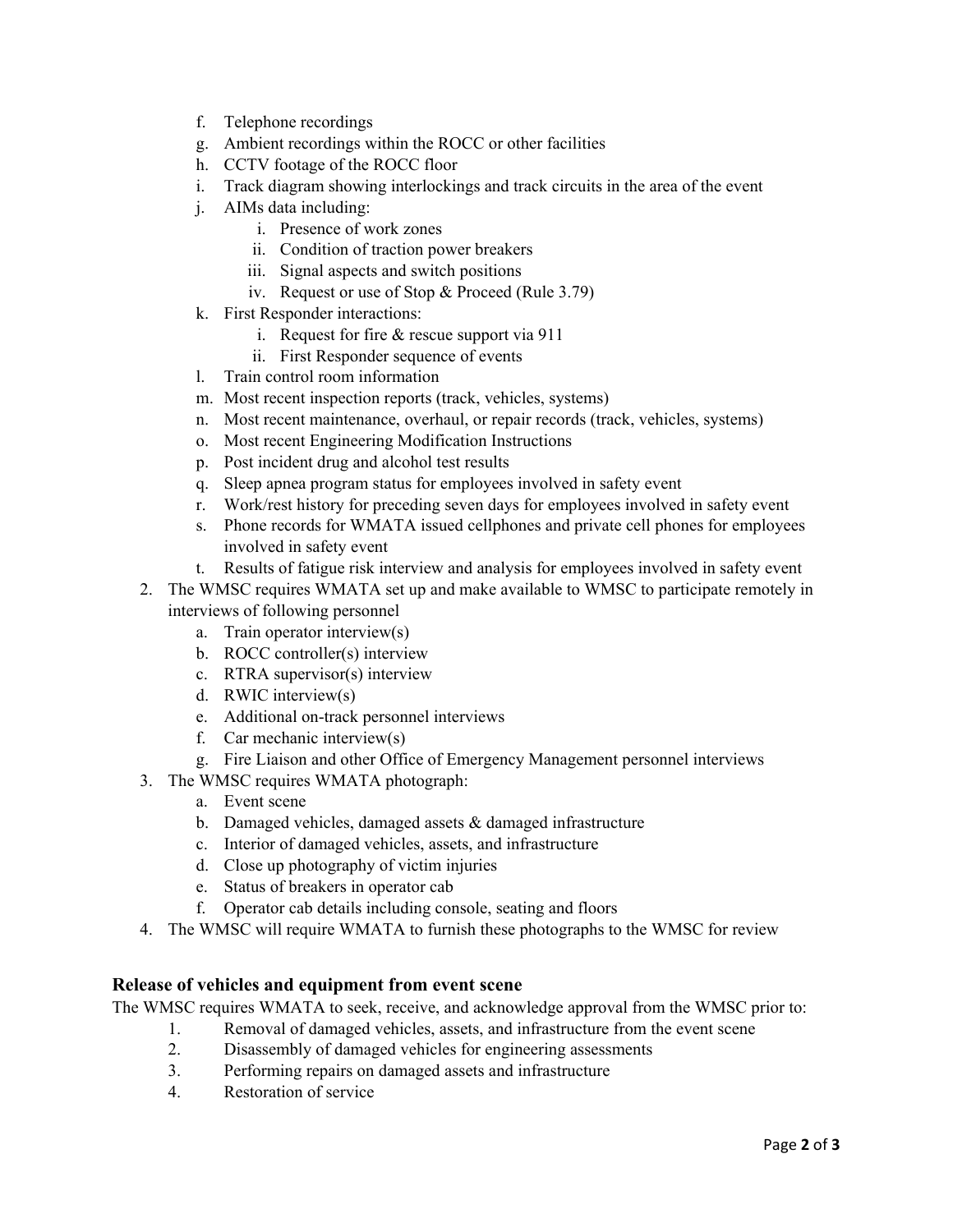f. Telephone recordings
   g. Ambient recordings within the ROCC or other facilities
   h. CCTV footage of the ROCC floor
   i. Track diagram showing interlockings and track circuits in the area of the event
   j. AIMs data including:
      i. Presence of work zones
      ii. Condition of traction power breakers
      iii. Signal aspects and switch positions
      iv. Request or use of Stop & Proceed (Rule 3.79)
   k. First Responder interactions:
      i. Request for fire & rescue support via 911
      ii. First Responder sequence of events
   l. Train control room information
   m. Most recent inspection reports (track, vehicles, systems)
   n. Most recent maintenance, overhaul, or repair records (track, vehicles, systems)
   o. Most recent Engineering Modification Instructions
   p. Post incident drug and alcohol test results
   q. Sleep apnea program status for employees involved in safety event
   r. Work/rest history for preceding seven days for employees involved in safety event
   s. Phone records for WMATA issued cellphones and private cell phones for employees involved in safety event
   t. Results of fatigue risk interview and analysis for employees involved in safety event

2. The WMSC requires WMATA set up and make available to WMSC to participate remotely in interviews of following personnel
   a. Train operator interview(s)
   b. ROCC controller(s) interview
   c. RTRA supervisor(s) interview
   d. RWIC interview(s)
   e. Additional on-track personnel interviews
   f. Car mechanic interview(s)
   g. Fire Liaison and other Office of Emergency Management personnel interviews
3. The WMSC requires WMATA photograph:
   a. Event scene
   b. Damaged vehicles, damaged assets & damaged infrastructure
   c. Interior of damaged vehicles, assets, and infrastructure
   d. Close up photography of victim injuries
   e. Status of breakers in operator cab
   f. Operator cab details including console, seating and floors
4. The WMSC will require WMATA to furnish these photographs to the WMSC for review

### Release of vehicles and equipment from event scene

The WMSC requires WMATA to seek, receive, and acknowledge approval from the WMSC prior to:

1. Removal of damaged vehicles, assets, and infrastructure from the event scene
2. Disassembly of damaged vehicles for engineering assessments
3. Performing repairs on damaged assets and infrastructure
4. Restoration of service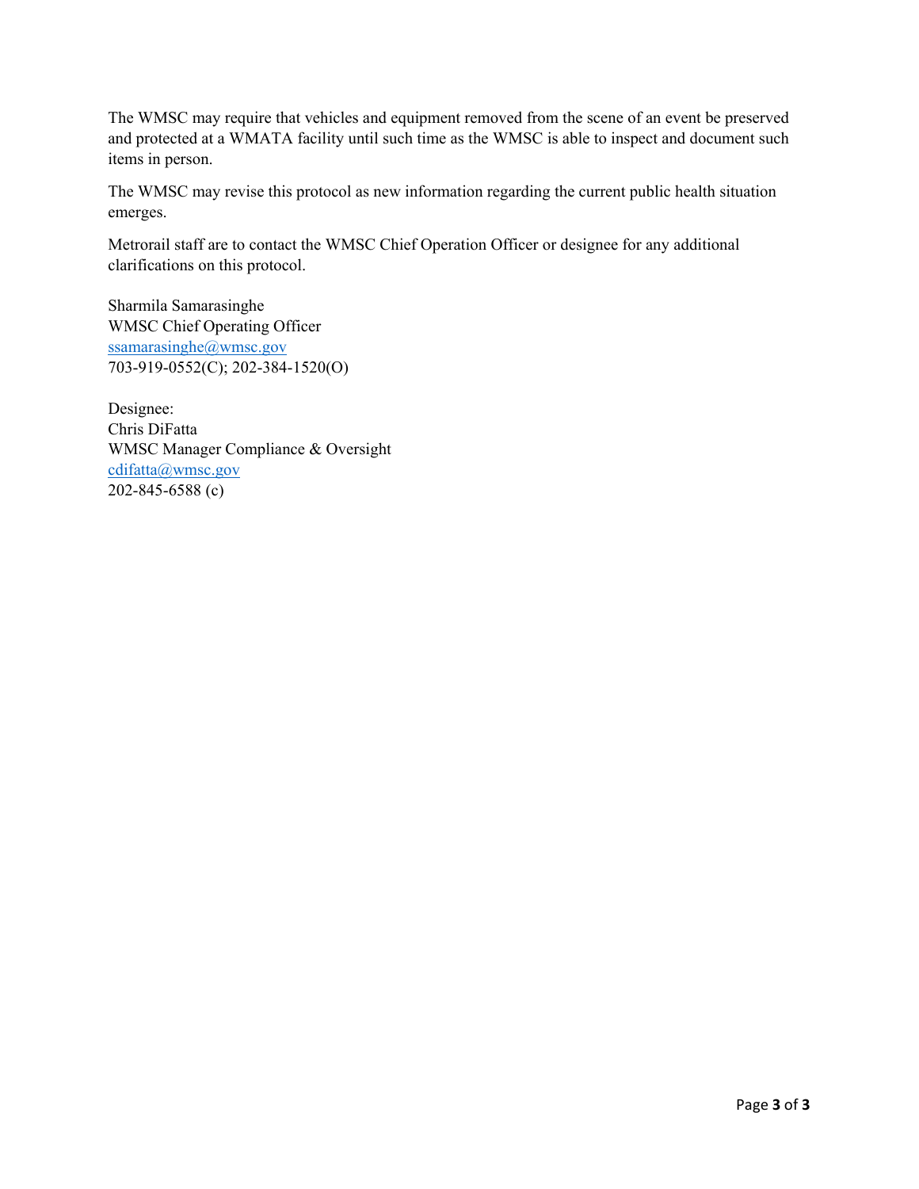The WMSC may require that vehicles and equipment removed from the scene of an event be preserved and protected at a WMATA facility until such time as the WMSC is able to inspect and document such items in person.

The WMSC may revise this protocol as new information regarding the current public health situation emerges.

Metrorail staff are to contact the WMSC Chief Operation Officer or designee for any additional clarifications on this protocol.

Sharmila Samarasinghe
WMSC Chief Operating Officer
ssamarasinghe@wmsc.gov
703-919-0552(C); 202-384-1520(O)

Designee:
Chris DiFatta
WMSC Manager Compliance & Oversight
cdifatta@wmsc.gov
202-845-6588 (c)